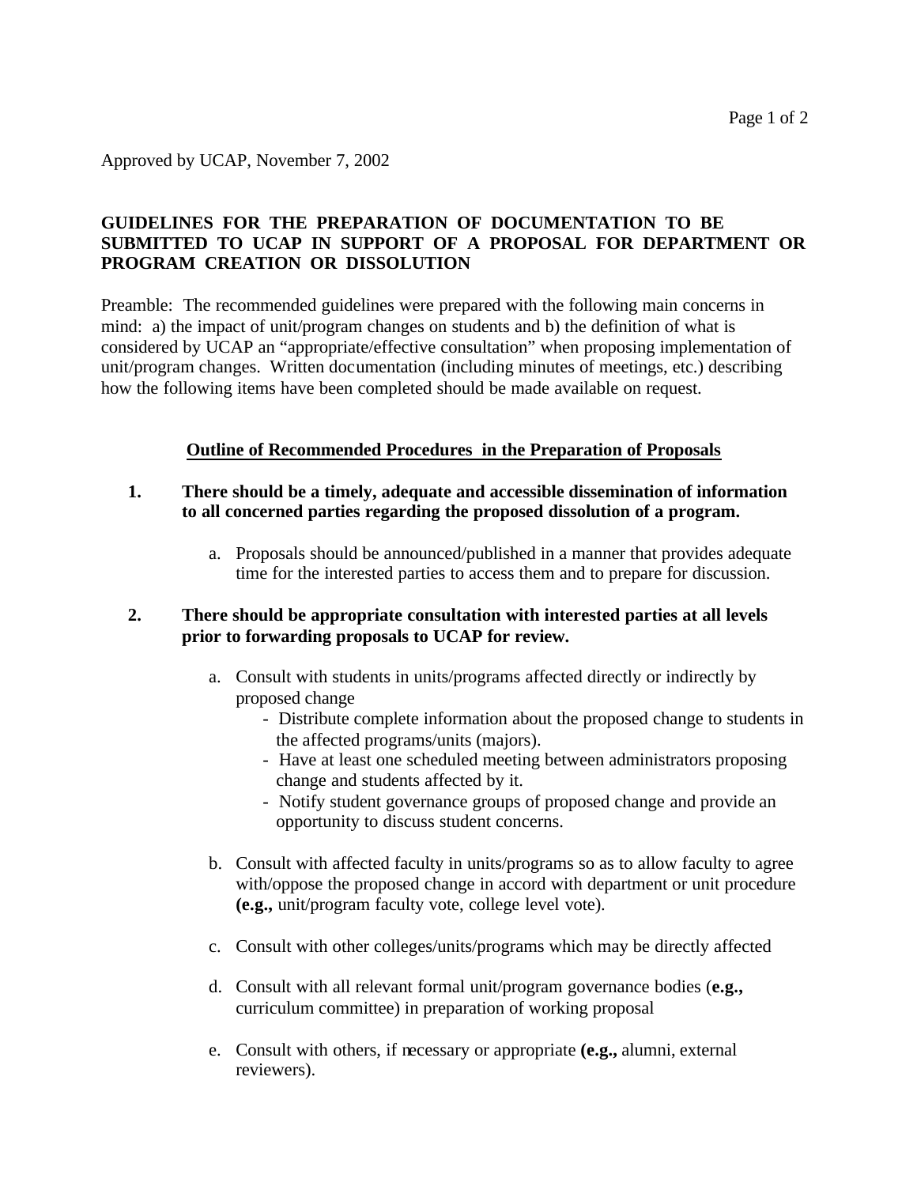Approved by UCAP, November 7, 2002

## GUIDELINES FOR THE PREPARATION OF DOCUMENTATION TO BE SUBMITTED TO UCAP IN SUPPORT OF A PROPOSAL FOR DEPARTMENT OR PROGRAM CREATION OR DISSOLUTION

Preamble: The recommended guidelines were prepared with the following main concerns in mind: a) the impact of unit/program changes on students and b) the definition of what is considered by UCAP an "appropriate/effective consultation" when proposing implementation of unit/program changes. Written documentation (including minutes of meetings, etc.) describing how the following items have been completed should be made available on request.

### Outline of Recommended Procedures in the Preparation of Proposals

1. **There should be a timely, adequate and accessible dissemination of information to all concerned parties regarding the proposed dissolution of a program.**

    a. Proposals should be announced/published in a manner that provides adequate time for the interested parties to access them and to prepare for discussion.

2. **There should be appropriate consultation with interested parties at all levels prior to forwarding proposals to UCAP for review.**

    a. Consult with students in units/programs affected directly or indirectly by proposed change
        - Distribute complete information about the proposed change to students in the affected programs/units (majors).
        - Have at least one scheduled meeting between administrators proposing change and students affected by it.
        - Notify student governance groups of proposed change and provide an opportunity to discuss student concerns.

    b. Consult with affected faculty in units/programs so as to allow faculty to agree with/oppose the proposed change in accord with department or unit procedure **(e.g.,** unit/program faculty vote, college level vote).

    c. Consult with other colleges/units/programs which may be directly affected

    d. Consult with all relevant formal unit/program governance bodies (**e.g.,** curriculum committee) in preparation of working proposal

    e. Consult with others, if necessary or appropriate **(e.g.,** alumni, external reviewers).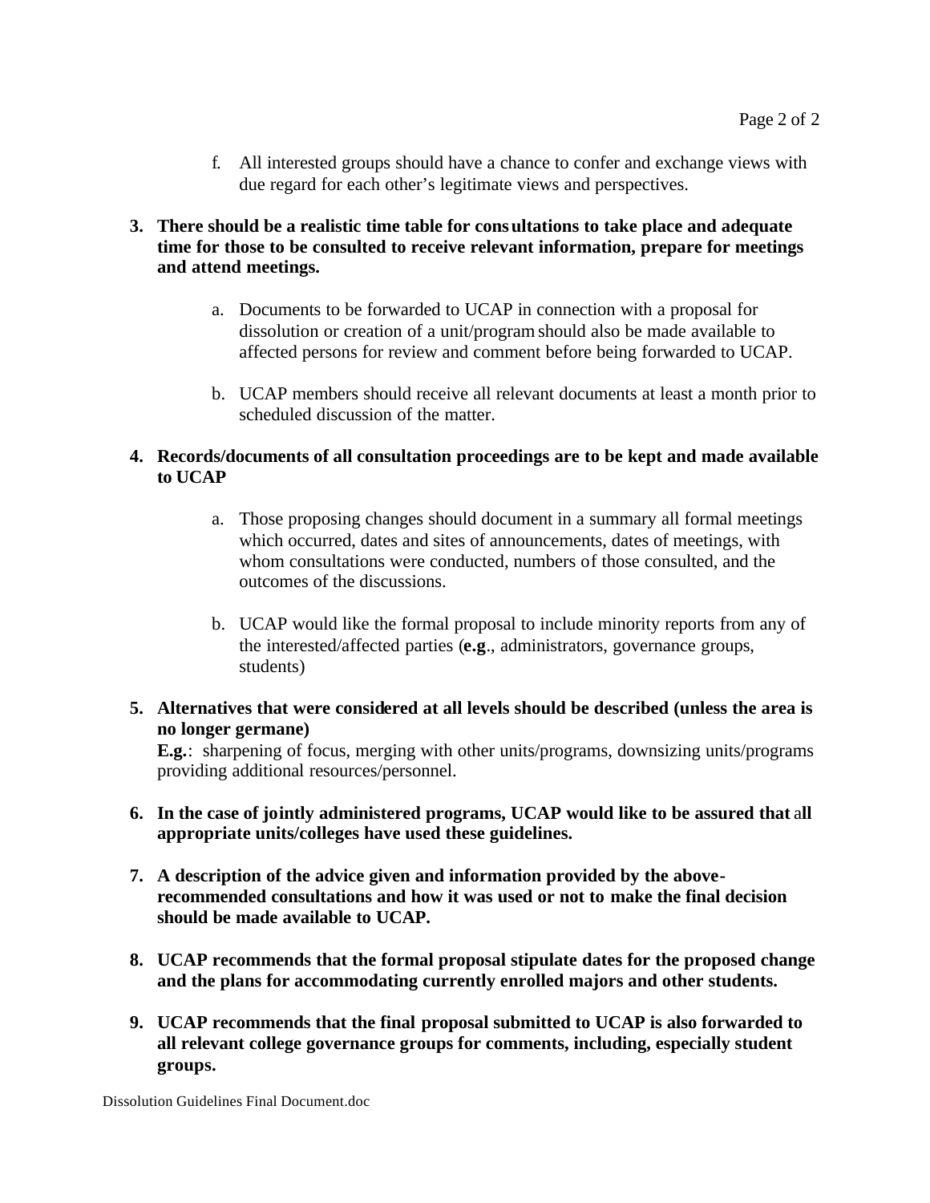f. All interested groups should have a chance to confer and exchange views with due regard for each other's legitimate views and perspectives.

**3. There should be a realistic time table for consultations to take place and adequate time for those to be consulted to receive relevant information, prepare for meetings and attend meetings.**

a. Documents to be forwarded to UCAP in connection with a proposal for dissolution or creation of a unit/program should also be made available to affected persons for review and comment before being forwarded to UCAP.

b. UCAP members should receive all relevant documents at least a month prior to scheduled discussion of the matter.

**4. Records/documents of all consultation proceedings are to be kept and made available to UCAP**

a. Those proposing changes should document in a summary all formal meetings which occurred, dates and sites of announcements, dates of meetings, with whom consultations were conducted, numbers of those consulted, and the outcomes of the discussions.

b. UCAP would like the formal proposal to include minority reports from any of the interested/affected parties (**e.g**., administrators, governance groups, students)

**5. Alternatives that were considered at all levels should be described (unless the area is no longer germane)**
**E.g.**: sharpening of focus, merging with other units/programs, downsizing units/programs providing additional resources/personnel.

**6. In the case of jointly administered programs, UCAP would like to be assured that all appropriate units/colleges have used these guidelines.**

**7. A description of the advice given and information provided by the above-recommended consultations and how it was used or not to make the final decision should be made available to UCAP.**

**8. UCAP recommends that the formal proposal stipulate dates for the proposed change and the plans for accommodating currently enrolled majors and other students.**

**9. UCAP recommends that the final proposal submitted to UCAP is also forwarded to all relevant college governance groups for comments, including, especially student groups.**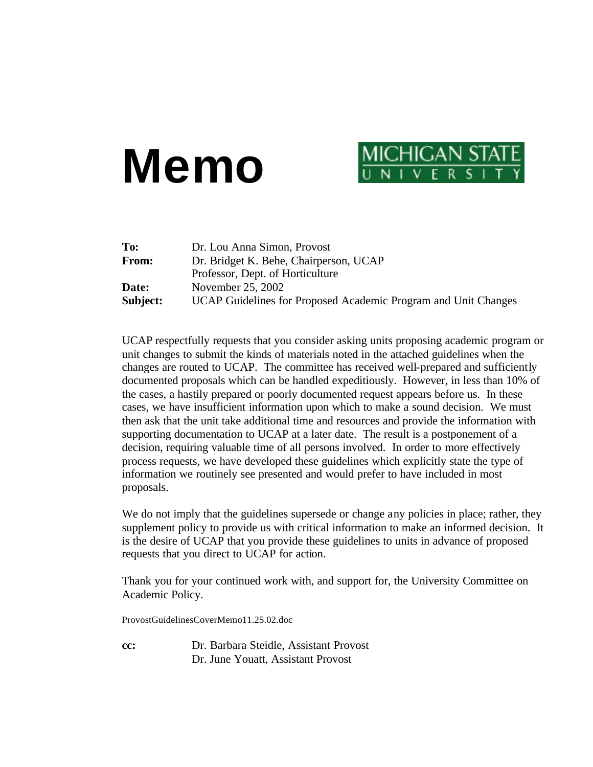# Memo

MICHIGAN STATE UNIVERSITY

| | |
|---|---|
| **To:** | Dr. Lou Anna Simon, Provost |
| **From:** | Dr. Bridget K. Behe, Chairperson, UCAP |
| | Professor, Dept. of Horticulture |
| **Date:** | November 25, 2002 |
| **Subject:** | UCAP Guidelines for Proposed Academic Program and Unit Changes |

UCAP respectfully requests that you consider asking units proposing academic program or unit changes to submit the kinds of materials noted in the attached guidelines when the changes are routed to UCAP. The committee has received well-prepared and sufficiently documented proposals which can be handled expeditiously. However, in less than 10% of the cases, a hastily prepared or poorly documented request appears before us. In these cases, we have insufficient information upon which to make a sound decision. We must then ask that the unit take additional time and resources and provide the information with supporting documentation to UCAP at a later date. The result is a postponement of a decision, requiring valuable time of all persons involved. In order to more effectively process requests, we have developed these guidelines which explicitly state the type of information we routinely see presented and would prefer to have included in most proposals.

We do not imply that the guidelines supersede or change any policies in place; rather, they supplement policy to provide us with critical information to make an informed decision. It is the desire of UCAP that you provide these guidelines to units in advance of proposed requests that you direct to UCAP for action.

Thank you for your continued work with, and support for, the University Committee on Academic Policy.

ProvostGuidelinesCoverMemo11.25.02.doc

| | |
|---|---|
| **cc:** | Dr. Barbara Steidle, Assistant Provost |
| | Dr. June Youatt, Assistant Provost |